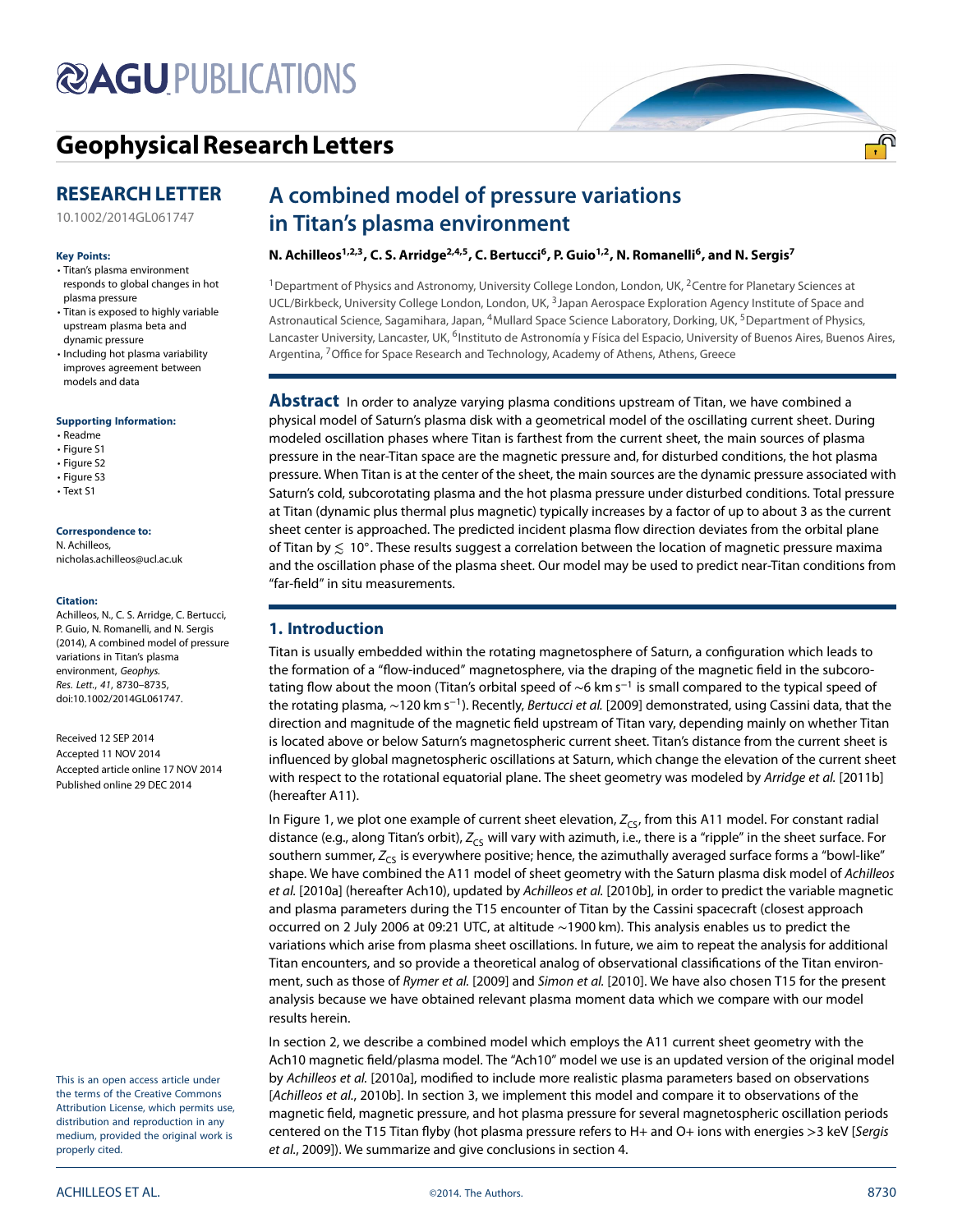# A combined model of pressure variations in Titan's plasma environment

**N. Achilleos[1,2,3], C. S. Arridge[2,4,5], C. Bertucci[6], P. Guio[1,2], N. Romanelli[6], and N. Sergis[7]**

[1]Department of Physics and Astronomy, University College London, London, UK, [2]Centre for Planetary Sciences at UCL/Birkbeck, University College London, London, UK, [3]Japan Aerospace Exploration Agency Institute of Space and Astronautical Science, Sagamihara, Japan, [4]Mullard Space Science Laboratory, Dorking, UK, [5]Department of Physics, Lancaster University, Lancaster, UK, [6]Instituto de Astronomía y Física del Espacio, University of Buenos Aires, Buenos Aires, Argentina, [7]Office for Space Research and Technology, Academy of Athens, Athens, Greece

**RESEARCH LETTER**

10.1002/2014GL061747

**Key Points:**

- Titan's plasma environment responds to global changes in hot plasma pressure
- Titan is exposed to highly variable upstream plasma beta and dynamic pressure
- Including hot plasma variability improves agreement between models and data

**Supporting Information:**

- Readme
- Figure S1
- Figure S2
- Figure S3
- Text S1

**Correspondence to:**

N. Achilleos,
nicholas.achilleos@ucl.ac.uk

**Citation:**

Achilleos, N., C. S. Arridge, C. Bertucci, P. Guio, N. Romanelli, and N. Sergis (2014), A combined model of pressure variations in Titan's plasma environment, *Geophys. Res. Lett.*, *41*, 8730–8735, doi:10.1002/2014GL061747.

Received 12 SEP 2014
Accepted 11 NOV 2014
Accepted article online 17 NOV 2014
Published online 29 DEC 2014

This is an open access article under the terms of the Creative Commons Attribution License, which permits use, distribution and reproduction in any medium, provided the original work is properly cited.

**Abstract** In order to analyze varying plasma conditions upstream of Titan, we have combined a physical model of Saturn's plasma disk with a geometrical model of the oscillating current sheet. During modeled oscillation phases where Titan is farthest from the current sheet, the main sources of plasma pressure in the near-Titan space are the magnetic pressure and, for disturbed conditions, the hot plasma pressure. When Titan is at the center of the sheet, the main sources are the dynamic pressure associated with Saturn's cold, subcorotating plasma and the hot plasma pressure under disturbed conditions. Total pressure at Titan (dynamic plus thermal plus magnetic) typically increases by a factor of up to about 3 as the current sheet center is approached. The predicted incident plasma flow direction deviates from the orbital plane of Titan by $\lesssim 10°$. These results suggest a correlation between the location of magnetic pressure maxima and the oscillation phase of the plasma sheet. Our model may be used to predict near-Titan conditions from "far-field" in situ measurements.

## 1. Introduction

Titan is usually embedded within the rotating magnetosphere of Saturn, a configuration which leads to the formation of a "flow-induced" magnetosphere, via the draping of the magnetic field in the subcorotating flow about the moon (Titan's orbital speed of ~6 km s$^{-1}$ is small compared to the typical speed of the rotating plasma, ~120 km s$^{-1}$). Recently, *Bertucci et al.* [2009] demonstrated, using Cassini data, that the direction and magnitude of the magnetic field upstream of Titan vary, depending mainly on whether Titan is located above or below Saturn's magnetospheric current sheet. Titan's distance from the current sheet is influenced by global magnetospheric oscillations at Saturn, which change the elevation of the current sheet with respect to the rotational equatorial plane. The sheet geometry was modeled by *Arridge et al.* [2011b] (hereafter A11).

In Figure 1, we plot one example of current sheet elevation, $Z_{CS}$, from this A11 model. For constant radial distance (e.g., along Titan's orbit), $Z_{CS}$ will vary with azimuth, i.e., there is a "ripple" in the sheet surface. For southern summer, $Z_{CS}$ is everywhere positive; hence, the azimuthally averaged surface forms a "bowl-like" shape. We have combined the A11 model of sheet geometry with the Saturn plasma disk model of *Achilleos et al.* [2010a] (hereafter Ach10), updated by *Achilleos et al.* [2010b], in order to predict the variable magnetic and plasma parameters during the T15 encounter of Titan by the Cassini spacecraft (closest approach occurred on 2 July 2006 at 09:21 UTC, at altitude ~1900 km). This analysis enables us to predict the variations which arise from plasma sheet oscillations. In future, we aim to repeat the analysis for additional Titan encounters, and so provide a theoretical analog of observational classifications of the Titan environment, such as those of *Rymer et al.* [2009] and *Simon et al.* [2010]. We have also chosen T15 for the present analysis because we have obtained relevant plasma moment data which we compare with our model results herein.

In section 2, we describe a combined model which employs the A11 current sheet geometry with the Ach10 magnetic field/plasma model. The "Ach10" model we use is an updated version of the original model by *Achilleos et al.* [2010a], modified to include more realistic plasma parameters based on observations [*Achilleos et al.*, 2010b]. In section 3, we implement this model and compare it to observations of the magnetic field, magnetic pressure, and hot plasma pressure for several magnetospheric oscillation periods centered on the T15 Titan flyby (hot plasma pressure refers to H+ and O+ ions with energies >3 keV [*Sergis et al.*, 2009]). We summarize and give conclusions in section 4.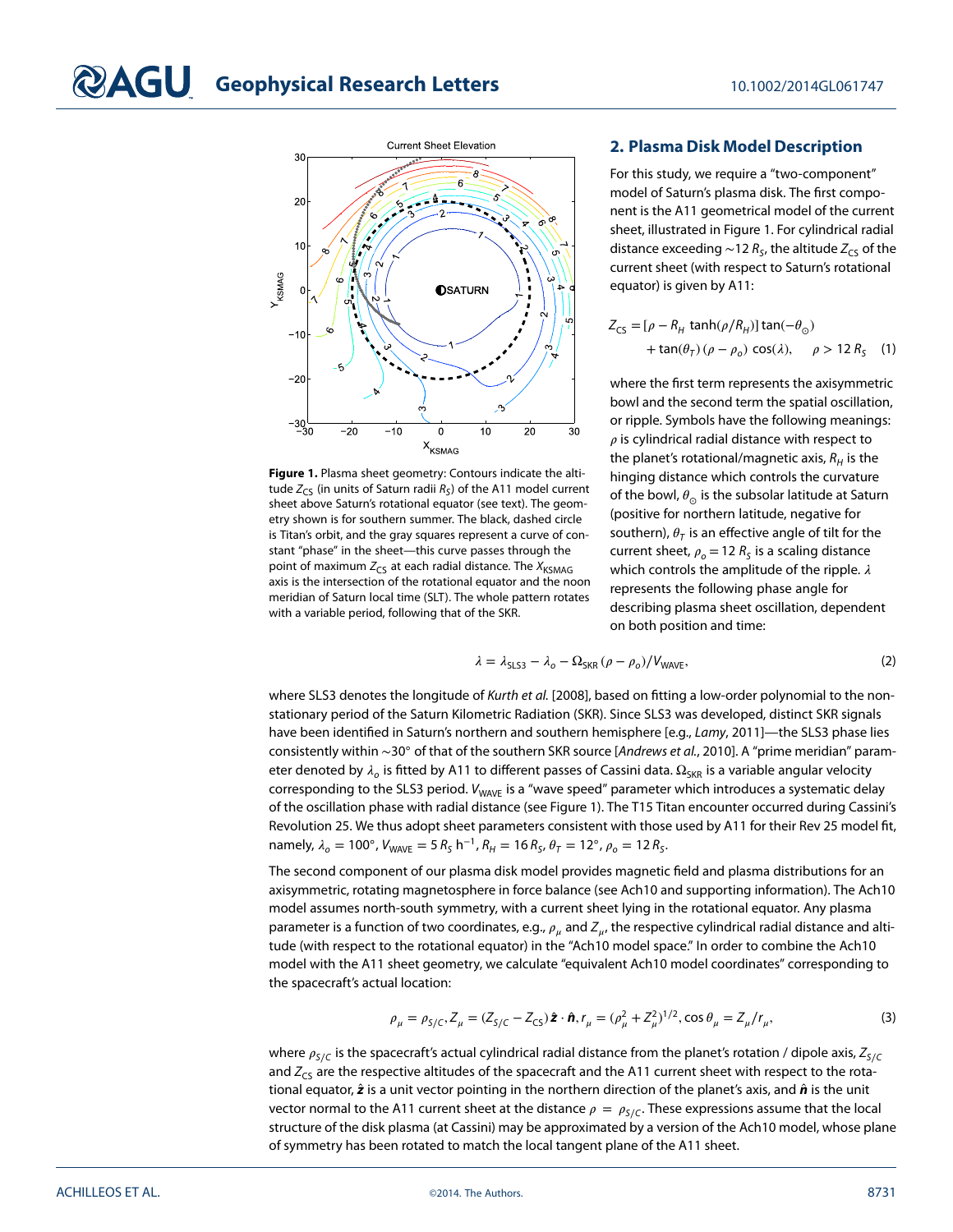Figure 1. Plasma sheet geometry: Contours indicate the altitude $Z_{CS}$ (in units of Saturn radii $R_S$) of the A11 model current sheet above Saturn's rotational equator (see text). The geometry shown is for southern summer. The black, dashed circle is Titan's orbit, and the gray squares represent a curve of constant "phase" in the sheet—this curve passes through the point of maximum $Z_{CS}$ at each radial distance. The $X_{KSMAG}$ axis is the intersection of the rotational equator and the noon meridian of Saturn local time (SLT). The whole pattern rotates with a variable period, following that of the SKR.

## 2. Plasma Disk Model Description

For this study, we require a "two-component" model of Saturn's plasma disk. The first component is the A11 geometrical model of the current sheet, illustrated in Figure 1. For cylindrical radial distance exceeding ~12 $R_S$, the altitude $Z_{CS}$ of the current sheet (with respect to Saturn's rotational equator) is given by A11:

$$Z_{CS} = [\rho - R_H \tanh(\rho/R_H)] \tan(-\theta_{\odot}) + \tan(\theta_T)(\rho - \rho_o)\cos(\lambda), \quad \rho > 12\, R_S \quad (1)$$

where the first term represents the axisymmetric bowl and the second term the spatial oscillation, or ripple. Symbols have the following meanings: $\rho$ is cylindrical radial distance with respect to the planet's rotational/magnetic axis, $R_H$ is the hinging distance which controls the curvature of the bowl, $\theta_{\odot}$ is the subsolar latitude at Saturn (positive for northern latitude, negative for southern), $\theta_T$ is an effective angle of tilt for the current sheet, $\rho_o = 12\, R_S$ is a scaling distance which controls the amplitude of the ripple. $\lambda$ represents the following phase angle for describing plasma sheet oscillation, dependent on both position and time:

$$\lambda = \lambda_{SLS3} - \lambda_o - \Omega_{SKR}(\rho - \rho_o)/V_{WAVE}, \quad (2)$$

where SLS3 denotes the longitude of *Kurth et al.* [2008], based on fitting a low-order polynomial to the nonstationary period of the Saturn Kilometric Radiation (SKR). Since SLS3 was developed, distinct SKR signals have been identified in Saturn's northern and southern hemisphere [e.g., *Lamy*, 2011]—the SLS3 phase lies consistently within ~30° of that of the southern SKR source [*Andrews et al.*, 2010]. A "prime meridian" parameter denoted by $\lambda_o$ is fitted by A11 to different passes of Cassini data. $\Omega_{SKR}$ is a variable angular velocity corresponding to the SLS3 period. $V_{WAVE}$ is a "wave speed" parameter which introduces a systematic delay of the oscillation phase with radial distance (see Figure 1). The T15 Titan encounter occurred during Cassini's Revolution 25. We thus adopt sheet parameters consistent with those used by A11 for their Rev 25 model fit, namely, $\lambda_o = 100°$, $V_{WAVE} = 5\, R_S\, h^{-1}$, $R_H = 16\, R_S$, $\theta_T = 12°$, $\rho_o = 12\, R_S$.

The second component of our plasma disk model provides magnetic field and plasma distributions for an axisymmetric, rotating magnetosphere in force balance (see Ach10 and supporting information). The Ach10 model assumes north-south symmetry, with a current sheet lying in the rotational equator. Any plasma parameter is a function of two coordinates, e.g., $\rho_\mu$ and $Z_\mu$, the respective cylindrical radial distance and altitude (with respect to the rotational equator) in the "Ach10 model space." In order to combine the Ach10 model with the A11 sheet geometry, we calculate "equivalent Ach10 model coordinates" corresponding to the spacecraft's actual location:

$$\rho_\mu = \rho_{S/C}, Z_\mu = (Z_{S/C} - Z_{CS})\,\hat{\boldsymbol{z}} \cdot \hat{\boldsymbol{n}}, r_\mu = (\rho_\mu^2 + Z_\mu^2)^{1/2}, \cos\theta_\mu = Z_\mu / r_\mu, \quad (3)$$

where $\rho_{S/C}$ is the spacecraft's actual cylindrical radial distance from the planet's rotation / dipole axis, $Z_{S/C}$ and $Z_{CS}$ are the respective altitudes of the spacecraft and the A11 current sheet with respect to the rotational equator, $\hat{\boldsymbol{z}}$ is a unit vector pointing in the northern direction of the planet's axis, and $\hat{\boldsymbol{n}}$ is the unit vector normal to the A11 current sheet at the distance $\rho = \rho_{S/C}$. These expressions assume that the local structure of the disk plasma (at Cassini) may be approximated by a version of the Ach10 model, whose plane of symmetry has been rotated to match the local tangent plane of the A11 sheet.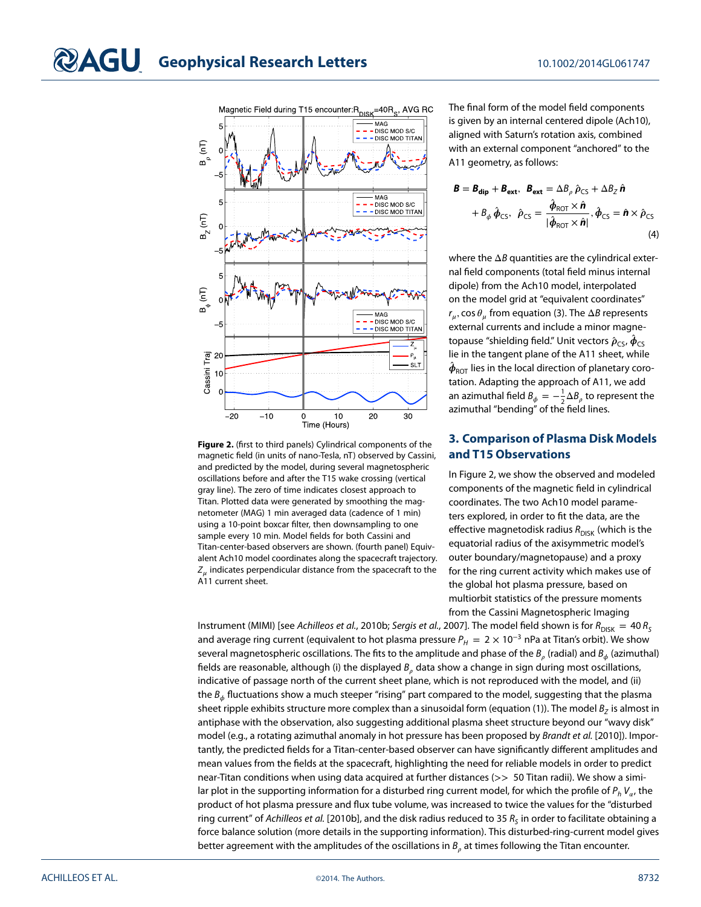Figure 2. (first to third panels) Cylindrical components of the magnetic field (in units of nano-Tesla, nT) observed by Cassini, and predicted by the model, during several magnetospheric oscillations before and after the T15 wake crossing (vertical gray line). The zero of time indicates closest approach to Titan. Plotted data were generated by smoothing the magnetometer (MAG) 1 min averaged data (cadence of 1 min) using a 10-point boxcar filter, then downsampling to one sample every 10 min. Model fields for both Cassini and Titan-center-based observers are shown. (fourth panel) Equivalent Ach10 model coordinates along the spacecraft trajectory. $Z_\mu$ indicates perpendicular distance from the spacecraft to the A11 current sheet.

The final form of the model field components is given by an internal centered dipole (Ach10), aligned with Saturn's rotation axis, combined with an external component "anchored" to the A11 geometry, as follows:

$$\boldsymbol{B} = \boldsymbol{B}_{\mathbf{dip}} + \boldsymbol{B}_{\mathbf{ext}},\ \ \boldsymbol{B}_{\mathbf{ext}} = \Delta B_\rho\, \hat{\rho}_{\mathrm{CS}} + \Delta B_Z\, \hat{\boldsymbol{n}} + B_\phi\, \hat{\boldsymbol{\phi}}_{\mathrm{CS}},\ \ \hat{\rho}_{\mathrm{CS}} = \frac{\hat{\boldsymbol{\phi}}_{\mathrm{ROT}} \times \hat{\boldsymbol{n}}}{|\hat{\boldsymbol{\phi}}_{\mathrm{ROT}} \times \hat{\boldsymbol{n}}|},\ \hat{\boldsymbol{\phi}}_{\mathrm{CS}} = \hat{\boldsymbol{n}} \times \hat{\rho}_{\mathrm{CS}} \tag{4}$$

where the $\Delta B$ quantities are the cylindrical external field components (total field minus internal dipole) from the Ach10 model, interpolated on the model grid at "equivalent coordinates" $r_\mu, \cos\theta_\mu$ from equation (3). The $\Delta B$ represents external currents and include a minor magnetopause "shielding field." Unit vectors $\hat{\rho}_{\mathrm{CS}}, \hat{\boldsymbol{\phi}}_{\mathrm{CS}}$ lie in the tangent plane of the A11 sheet, while $\hat{\boldsymbol{\phi}}_{\mathrm{ROT}}$ lies in the local direction of planetary corotation. Adapting the approach of A11, we add an azimuthal field $B_\phi = -\frac{1}{2}\Delta B_\rho$ to represent the azimuthal "bending" of the field lines.

## 3. Comparison of Plasma Disk Models and T15 Observations

In Figure 2, we show the observed and modeled components of the magnetic field in cylindrical coordinates. The two Ach10 model parameters explored, in order to fit the data, are the effective magnetodisk radius $R_{\mathrm{DISK}}$ (which is the equatorial radius of the axisymmetric model's outer boundary/magnetopause) and a proxy for the ring current activity which makes use of the global hot plasma pressure, based on multiorbit statistics of the pressure moments from the Cassini Magnetospheric Imaging Instrument (MIMI) [see *Achilleos et al.*, 2010b; *Sergis et al.*, 2007]. The model field shown is for $R_{\mathrm{DISK}} = 40\,R_S$ and average ring current (equivalent to hot plasma pressure $P_H = 2 \times 10^{-3}$ nPa at Titan's orbit). We show several magnetospheric oscillations. The fits to the amplitude and phase of the $B_\rho$ (radial) and $B_\phi$ (azimuthal) fields are reasonable, although (i) the displayed $B_\rho$ data show a change in sign during most oscillations, indicative of passage north of the current sheet plane, which is not reproduced with the model, and (ii) the $B_\phi$ fluctuations show a much steeper "rising" part compared to the model, suggesting that the plasma sheet ripple exhibits structure more complex than a sinusoidal form (equation (1)). The model $B_Z$ is almost in antiphase with the observation, also suggesting additional plasma sheet structure beyond our "wavy disk" model (e.g., a rotating azimuthal anomaly in hot pressure has been proposed by *Brandt et al.* [2010]). Importantly, the predicted fields for a Titan-center-based observer can have significantly different amplitudes and mean values from the fields at the spacecraft, highlighting the need for reliable models in order to predict near-Titan conditions when using data acquired at further distances (>> 50 Titan radii). We show a similar plot in the supporting information for a disturbed ring current model, for which the profile of $P_h V_\alpha$, the product of hot plasma pressure and flux tube volume, was increased to twice the values for the "disturbed ring current" of *Achilleos et al.* [2010b], and the disk radius reduced to 35 $R_S$ in order to facilitate obtaining a force balance solution (more details in the supporting information). This disturbed-ring-current model gives better agreement with the amplitudes of the oscillations in $B_\rho$ at times following the Titan encounter.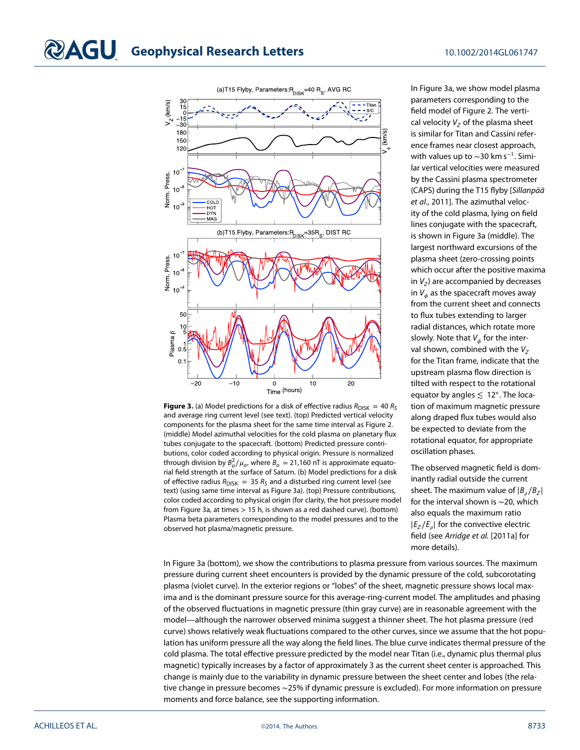**Figure 3.** (a) Model predictions for a disk of effective radius $R_{DISK} = 40\ R_S$ and average ring current level (see text). (top) Predicted vertical velocity components for the plasma sheet for the same time interval as Figure 2. (middle) Model azimuthal velocities for the cold plasma on planetary flux tubes conjugate to the spacecraft. (bottom) Predicted pressure contributions, color coded according to physical origin. Pressure is normalized through division by $B_o^2/\mu_o$, where $B_o = 21{,}160$ nT is approximate equatorial field strength at the surface of Saturn. (b) Model predictions for a disk of effective radius $R_{DISK} = 35\ R_S$ and a disturbed ring current level (see text) (using same time interval as Figure 3a). (top) Pressure contributions, color coded according to physical origin (for clarity, the hot pressure model from Figure 3a, at times > 15 h, is shown as a red dashed curve). (bottom) Plasma beta parameters corresponding to the model pressures and to the observed hot plasma/magnetic pressure.

In Figure 3a, we show model plasma parameters corresponding to the field model of Figure 2. The vertical velocity $V_Z$ of the plasma sheet is similar for Titan and Cassini reference frames near closest approach, with values up to ~30 km s$^{-1}$. Similar vertical velocities were measured by the Cassini plasma spectrometer (CAPS) during the T15 flyby [*Sillanpää et al.*, 2011]. The azimuthal velocity of the cold plasma, lying on field lines conjugate with the spacecraft, is shown in Figure 3a (middle). The largest northward excursions of the plasma sheet (zero-crossing points which occur after the positive maxima in $V_Z$) are accompanied by decreases in $V_\phi$ as the spacecraft moves away from the current sheet and connects to flux tubes extending to larger radial distances, which rotate more slowly. Note that $V_\phi$ for the interval shown, combined with the $V_Z$ for the Titan frame, indicate that the upstream plasma flow direction is tilted with respect to the rotational equator by angles ≲ 12°. The location of maximum magnetic pressure along draped flux tubes would also be expected to deviate from the rotational equator, for appropriate oscillation phases.

The observed magnetic field is dominantly radial outside the current sheet. The maximum value of $|B_\rho/B_Z|$ for the interval shown is ~20, which also equals the maximum ratio $|E_Z/E_\rho|$ for the convective electric field (see *Arridge et al.* [2011a] for more details).

In Figure 3a (bottom), we show the contributions to plasma pressure from various sources. The maximum pressure during current sheet encounters is provided by the dynamic pressure of the cold, subcorotating plasma (violet curve). In the exterior regions or "lobes" of the sheet, magnetic pressure shows local maxima and is the dominant pressure source for this average-ring-current model. The amplitudes and phasing of the observed fluctuations in magnetic pressure (thin gray curve) are in reasonable agreement with the model—although the narrower observed minima suggest a thinner sheet. The hot plasma pressure (red curve) shows relatively weak fluctuations compared to the other curves, since we assume that the hot population has uniform pressure all the way along the field lines. The blue curve indicates thermal pressure of the cold plasma. The total effective pressure predicted by the model near Titan (i.e., dynamic plus thermal plus magnetic) typically increases by a factor of approximately 3 as the current sheet center is approached. This change is mainly due to the variability in dynamic pressure between the sheet center and lobes (the relative change in pressure becomes ~25% if dynamic pressure is excluded). For more information on pressure moments and force balance, see the supporting information.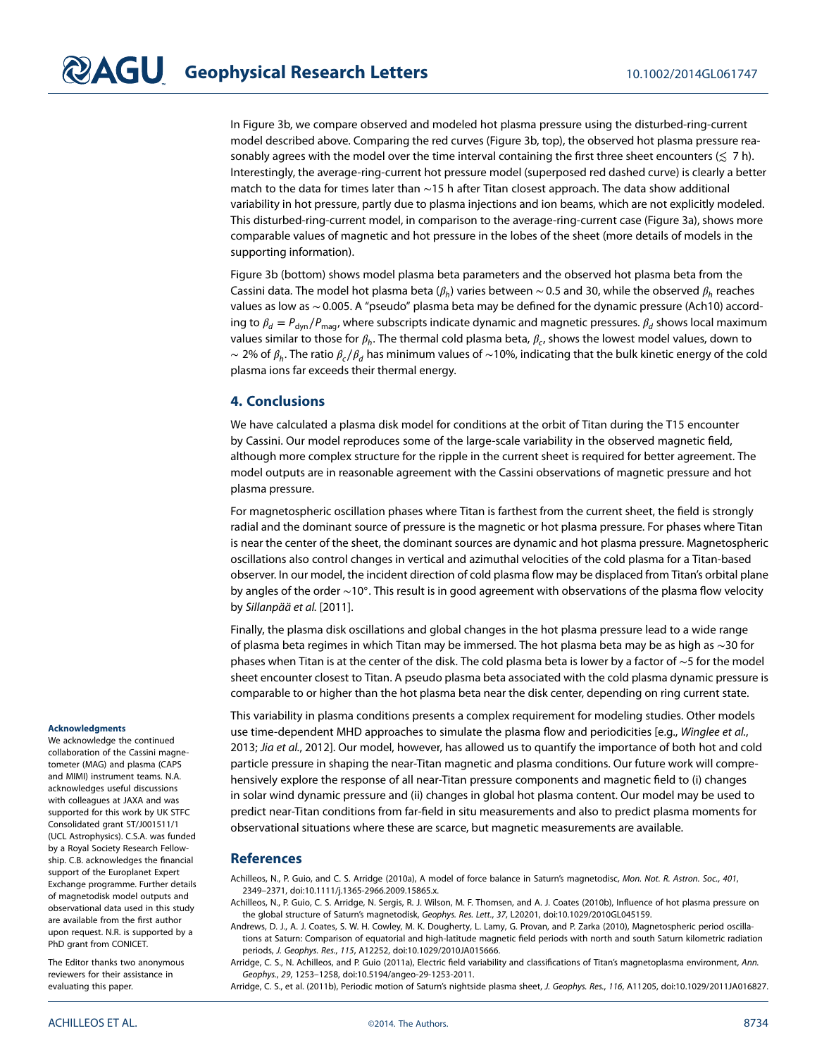In Figure 3b, we compare observed and modeled hot plasma pressure using the disturbed-ring-current model described above. Comparing the red curves (Figure 3b, top), the observed hot plasma pressure reasonably agrees with the model over the time interval containing the first three sheet encounters ($\lesssim$ 7 h). Interestingly, the average-ring-current hot pressure model (superposed red dashed curve) is clearly a better match to the data for times later than ~15 h after Titan closest approach. The data show additional variability in hot pressure, partly due to plasma injections and ion beams, which are not explicitly modeled. This disturbed-ring-current model, in comparison to the average-ring-current case (Figure 3a), shows more comparable values of magnetic and hot pressure in the lobes of the sheet (more details of models in the supporting information).

Figure 3b (bottom) shows model plasma beta parameters and the observed hot plasma beta from the Cassini data. The model hot plasma beta ($\beta_h$) varies between ~ 0.5 and 30, while the observed $\beta_h$ reaches values as low as ~ 0.005. A "pseudo" plasma beta may be defined for the dynamic pressure (Ach10) according to $\beta_d = P_{dyn}/P_{mag}$, where subscripts indicate dynamic and magnetic pressures. $\beta_d$ shows local maximum values similar to those for $\beta_h$. The thermal cold plasma beta, $\beta_c$, shows the lowest model values, down to ~ 2% of $\beta_h$. The ratio $\beta_c/\beta_d$ has minimum values of ~10%, indicating that the bulk kinetic energy of the cold plasma ions far exceeds their thermal energy.

## 4. Conclusions

We have calculated a plasma disk model for conditions at the orbit of Titan during the T15 encounter by Cassini. Our model reproduces some of the large-scale variability in the observed magnetic field, although more complex structure for the ripple in the current sheet is required for better agreement. The model outputs are in reasonable agreement with the Cassini observations of magnetic pressure and hot plasma pressure.

For magnetospheric oscillation phases where Titan is farthest from the current sheet, the field is strongly radial and the dominant source of pressure is the magnetic or hot plasma pressure. For phases where Titan is near the center of the sheet, the dominant sources are dynamic and hot plasma pressure. Magnetospheric oscillations also control changes in vertical and azimuthal velocities of the cold plasma for a Titan-based observer. In our model, the incident direction of cold plasma flow may be displaced from Titan's orbital plane by angles of the order ~10°. This result is in good agreement with observations of the plasma flow velocity by *Sillanpää et al.* [2011].

Finally, the plasma disk oscillations and global changes in the hot plasma pressure lead to a wide range of plasma beta regimes in which Titan may be immersed. The hot plasma beta may be as high as ~30 for phases when Titan is at the center of the disk. The cold plasma beta is lower by a factor of ~5 for the model sheet encounter closest to Titan. A pseudo plasma beta associated with the cold plasma dynamic pressure is comparable to or higher than the hot plasma beta near the disk center, depending on ring current state.

This variability in plasma conditions presents a complex requirement for modeling studies. Other models use time-dependent MHD approaches to simulate the plasma flow and periodicities [e.g., *Winglee et al.*, 2013; *Jia et al.*, 2012]. Our model, however, has allowed us to quantify the importance of both hot and cold particle pressure in shaping the near-Titan magnetic and plasma conditions. Our future work will comprehensively explore the response of all near-Titan pressure components and magnetic field to (i) changes in solar wind dynamic pressure and (ii) changes in global hot plasma content. Our model may be used to predict near-Titan conditions from far-field in situ measurements and also to predict plasma moments for observational situations where these are scarce, but magnetic measurements are available.

**Acknowledgments**

We acknowledge the continued collaboration of the Cassini magnetometer (MAG) and plasma (CAPS and MIMI) instrument teams. N.A. acknowledges useful discussions with colleagues at JAXA and was supported for this work by UK STFC Consolidated grant ST/J001511/1 (UCL Astrophysics). C.S.A. was funded by a Royal Society Research Fellowship. C.B. acknowledges the financial support of the Europlanet Expert Exchange programme. Further details of magnetodisk model outputs and observational data used in this study are available from the first author upon request. N.R. is supported by a PhD grant from CONICET.

The Editor thanks two anonymous reviewers for their assistance in evaluating this paper.

## References

Achilleos, N., P. Guio, and C. S. Arridge (2010a), A model of force balance in Saturn's magnetodisc, *Mon. Not. R. Astron. Soc.*, *401*, 2349–2371, doi:10.1111/j.1365-2966.2009.15865.x.

Achilleos, N., P. Guio, C. S. Arridge, N. Sergis, R. J. Wilson, M. F. Thomsen, and A. J. Coates (2010b), Influence of hot plasma pressure on the global structure of Saturn's magnetodisk, *Geophys. Res. Lett.*, *37*, L20201, doi:10.1029/2010GL045159.

Andrews, D. J., A. J. Coates, S. W. H. Cowley, M. K. Dougherty, L. Lamy, G. Provan, and P. Zarka (2010), Magnetospheric period oscillations at Saturn: Comparison of equatorial and high-latitude magnetic field periods with north and south Saturn kilometric radiation periods, *J. Geophys. Res.*, *115*, A12252, doi:10.1029/2010JA015666.

Arridge, C. S., N. Achilleos, and P. Guio (2011a), Electric field variability and classifications of Titan's magnetoplasma environment, *Ann. Geophys.*, *29*, 1253–1258, doi:10.5194/angeo-29-1253-2011.

Arridge, C. S., et al. (2011b), Periodic motion of Saturn's nightside plasma sheet, *J. Geophys. Res.*, *116*, A11205, doi:10.1029/2011JA016827.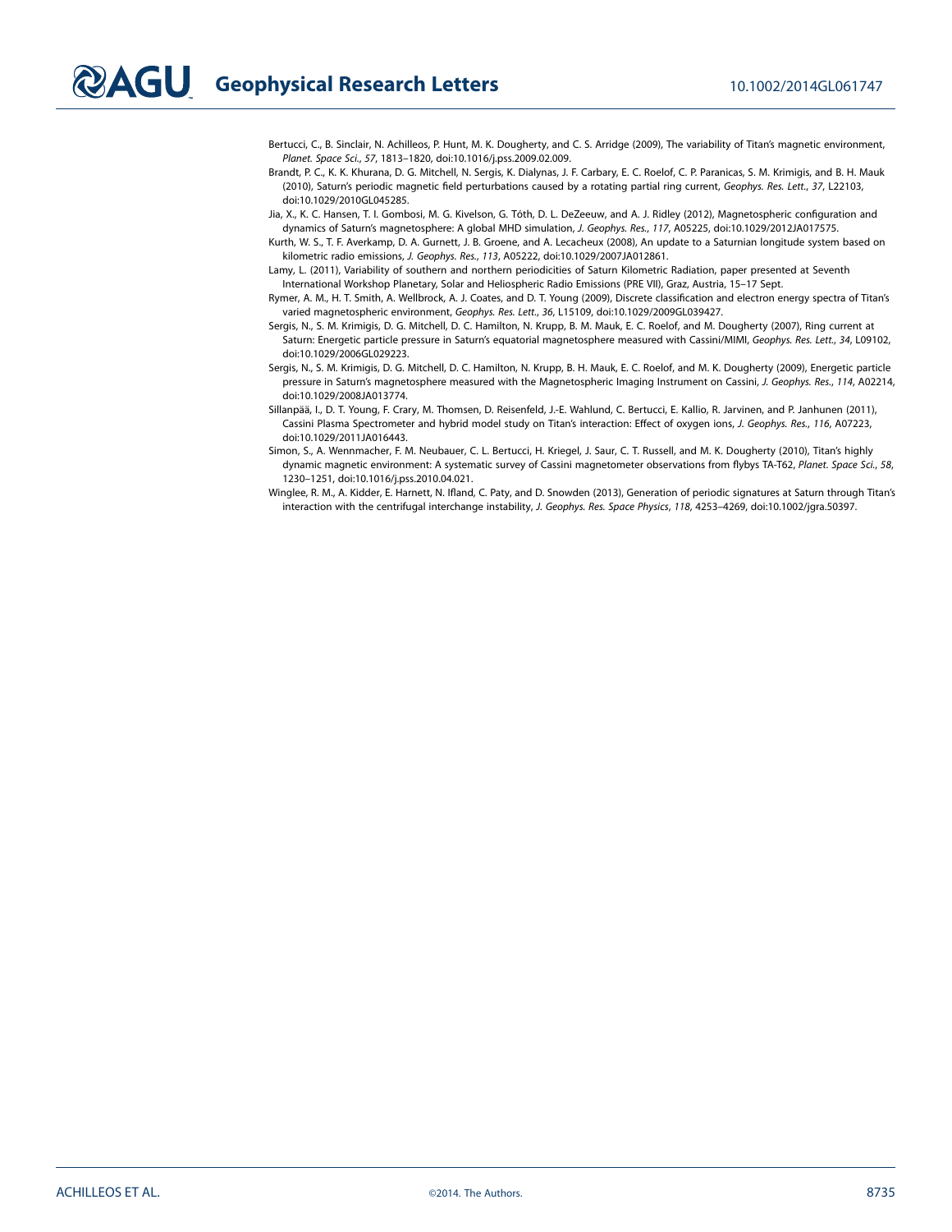Bertucci, C., B. Sinclair, N. Achilleos, P. Hunt, M. K. Dougherty, and C. S. Arridge (2009), The variability of Titan's magnetic environment, *Planet. Space Sci.*, *57*, 1813–1820, doi:10.1016/j.pss.2009.02.009.

Brandt, P. C., K. K. Khurana, D. G. Mitchell, N. Sergis, K. Dialynas, J. F. Carbary, E. C. Roelof, C. P. Paranicas, S. M. Krimigis, and B. H. Mauk (2010), Saturn's periodic magnetic field perturbations caused by a rotating partial ring current, *Geophys. Res. Lett.*, *37*, L22103, doi:10.1029/2010GL045285.

Jia, X., K. C. Hansen, T. I. Gombosi, M. G. Kivelson, G. Tóth, D. L. DeZeeuw, and A. J. Ridley (2012), Magnetospheric configuration and dynamics of Saturn's magnetosphere: A global MHD simulation, *J. Geophys. Res.*, *117*, A05225, doi:10.1029/2012JA017575.

Kurth, W. S., T. F. Averkamp, D. A. Gurnett, J. B. Groene, and A. Lecacheux (2008), An update to a Saturnian longitude system based on kilometric radio emissions, *J. Geophys. Res.*, *113*, A05222, doi:10.1029/2007JA012861.

Lamy, L. (2011), Variability of southern and northern periodicities of Saturn Kilometric Radiation, paper presented at Seventh International Workshop Planetary, Solar and Heliospheric Radio Emissions (PRE VII), Graz, Austria, 15–17 Sept.

Rymer, A. M., H. T. Smith, A. Wellbrock, A. J. Coates, and D. T. Young (2009), Discrete classification and electron energy spectra of Titan's varied magnetospheric environment, *Geophys. Res. Lett.*, *36*, L15109, doi:10.1029/2009GL039427.

Sergis, N., S. M. Krimigis, D. G. Mitchell, D. C. Hamilton, N. Krupp, B. M. Mauk, E. C. Roelof, and M. Dougherty (2007), Ring current at Saturn: Energetic particle pressure in Saturn's equatorial magnetosphere measured with Cassini/MIMI, *Geophys. Res. Lett.*, *34*, L09102, doi:10.1029/2006GL029223.

Sergis, N., S. M. Krimigis, D. G. Mitchell, D. C. Hamilton, N. Krupp, B. H. Mauk, E. C. Roelof, and M. K. Dougherty (2009), Energetic particle pressure in Saturn's magnetosphere measured with the Magnetospheric Imaging Instrument on Cassini, *J. Geophys. Res.*, *114*, A02214, doi:10.1029/2008JA013774.

Sillanpää, I., D. T. Young, F. Crary, M. Thomsen, D. Reisenfeld, J.-E. Wahlund, C. Bertucci, E. Kallio, R. Jarvinen, and P. Janhunen (2011), Cassini Plasma Spectrometer and hybrid model study on Titan's interaction: Effect of oxygen ions, *J. Geophys. Res.*, *116*, A07223, doi:10.1029/2011JA016443.

Simon, S., A. Wennmacher, F. M. Neubauer, C. L. Bertucci, H. Kriegel, J. Saur, C. T. Russell, and M. K. Dougherty (2010), Titan's highly dynamic magnetic environment: A systematic survey of Cassini magnetometer observations from flybys TA-T62, *Planet. Space Sci.*, *58*, 1230–1251, doi:10.1016/j.pss.2010.04.021.

Winglee, R. M., A. Kidder, E. Harnett, N. Ifland, C. Paty, and D. Snowden (2013), Generation of periodic signatures at Saturn through Titan's interaction with the centrifugal interchange instability, *J. Geophys. Res. Space Physics*, *118*, 4253–4269, doi:10.1002/jgra.50397.